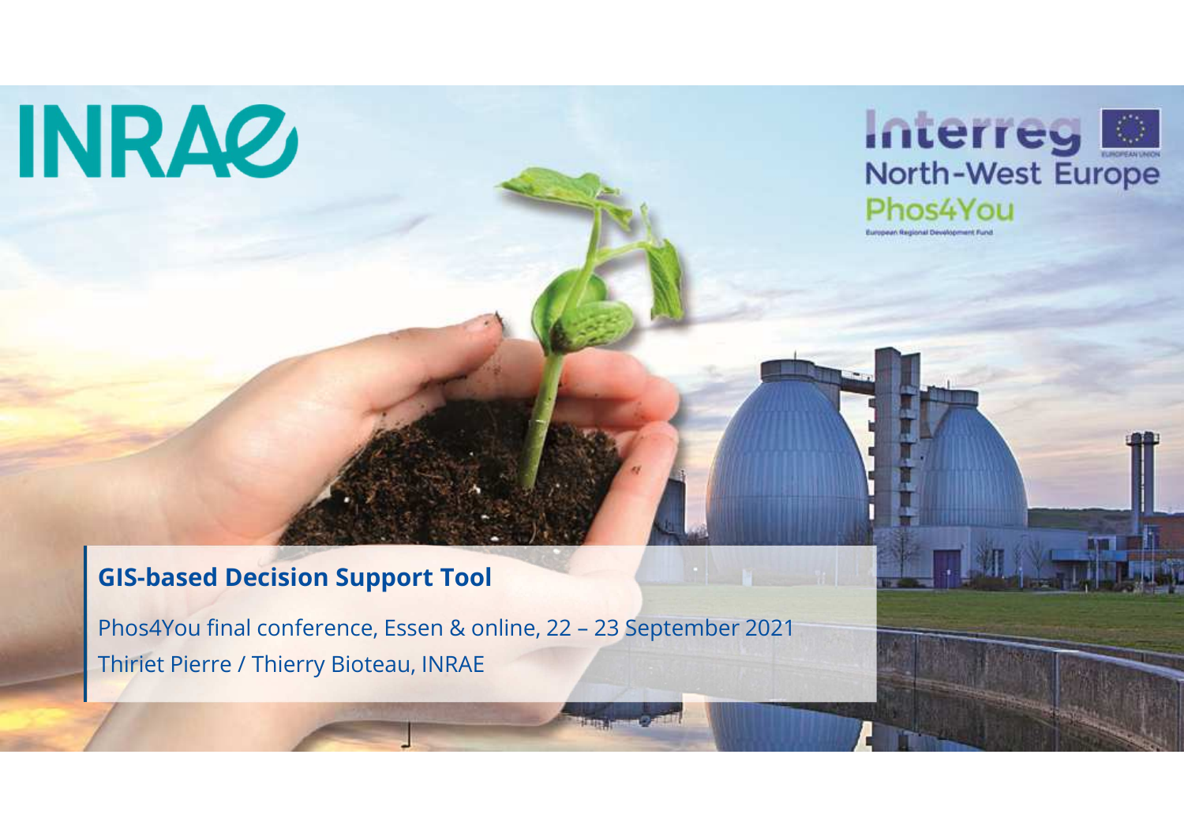INRAE

Interreg North-West Europe Phos4You

European Regional Development Fund

# GIS-based Decision Support Tool

Phos4You final conference, Essen & online, 22 – 23 September 2021

Thiriet Pierre / Thierry Bioteau, INRAE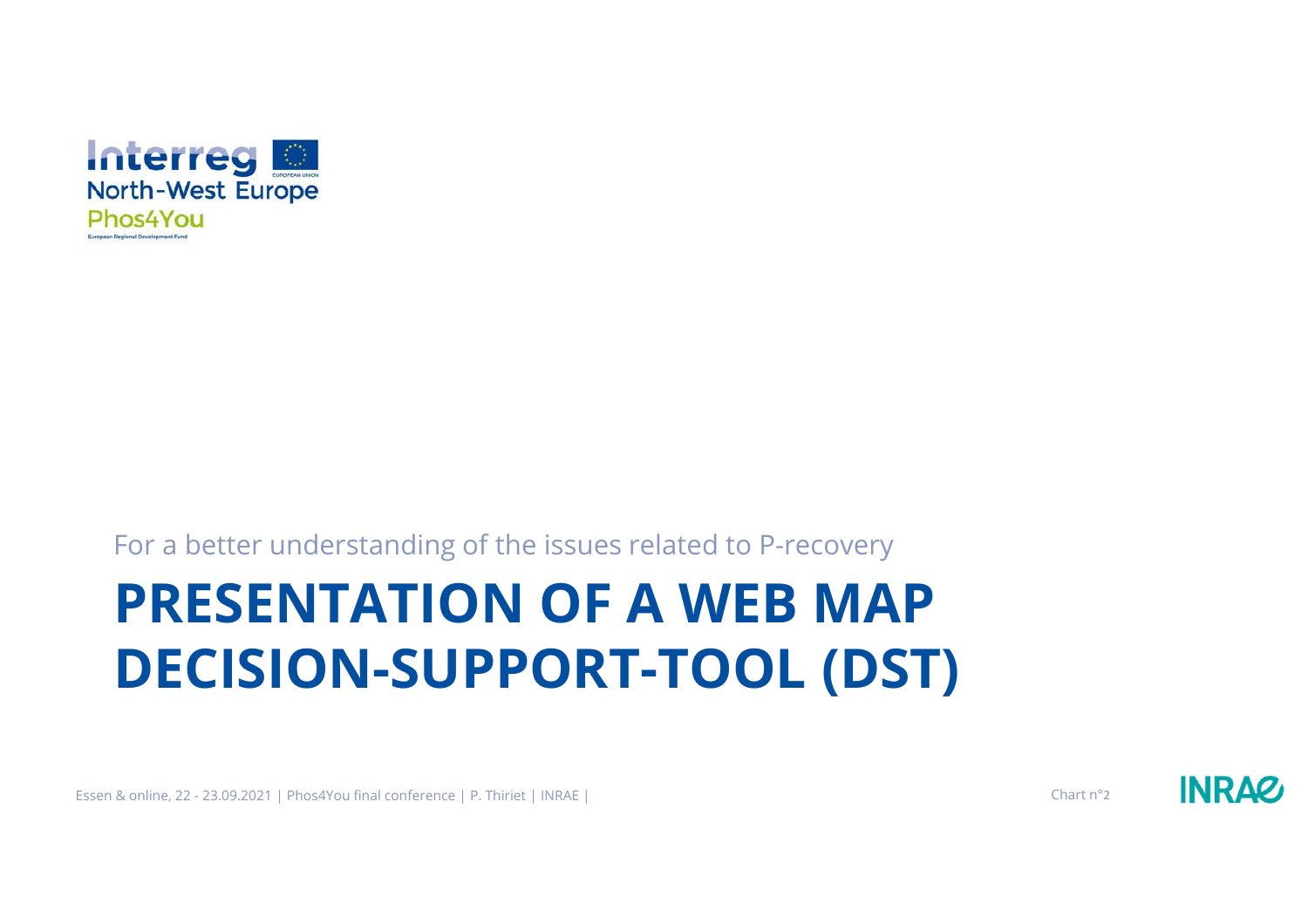For a better understanding of the issues related to P-recovery

# PRESENTATION OF A WEB MAP DECISION-SUPPORT-TOOL (DST)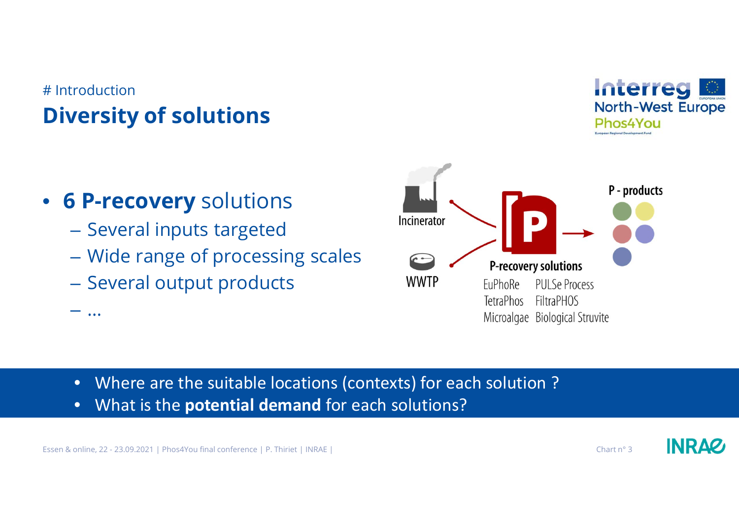# Introduction

## Diversity of solutions

- **6 P-recovery** solutions
  - Several inputs targeted
  - Wide range of processing scales
  - Several output products
  - …

Incinerator

WWTP

P-recovery solutions

EuPhoRe PULSe Process
TetraPhos FiltraPHOS
Microalgae Biological Struvite

P - products

- Where are the suitable locations (contexts) for each solution ?
- What is the **potential demand** for each solutions?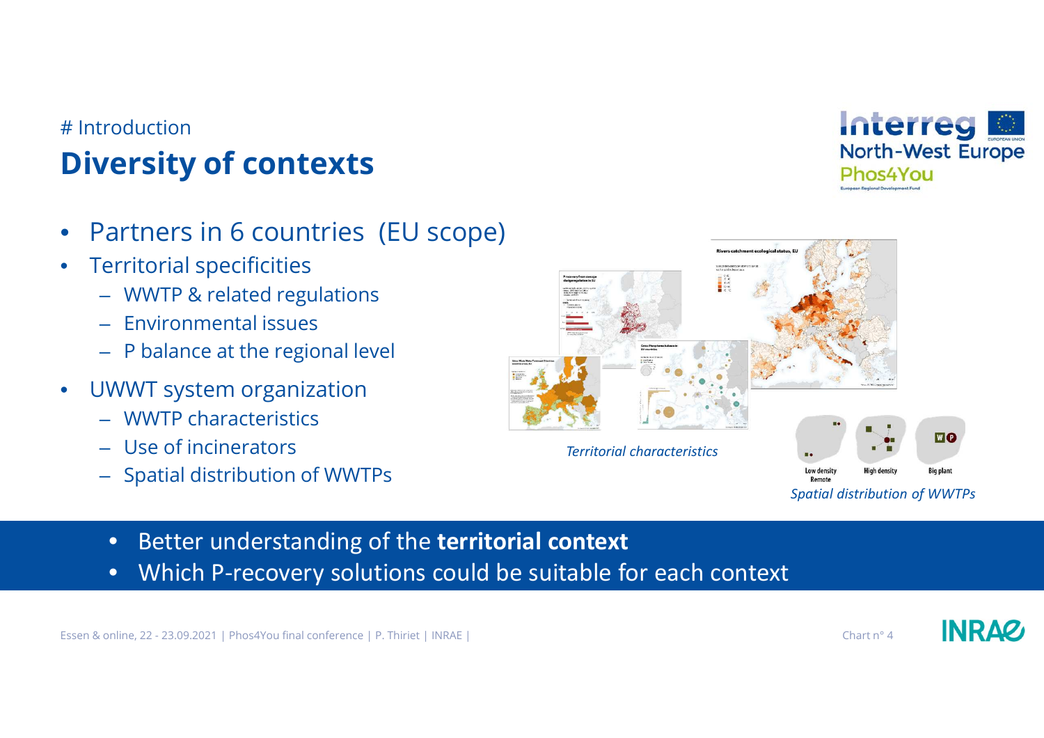# Introduction

## Diversity of contexts

- Partners in 6 countries (EU scope)
- Territorial specificities
  - WWTP & related regulations
  - Environmental issues
  - P balance at the regional level
- UWWT system organization
  - WWTP characteristics
  - Use of incinerators
  - Spatial distribution of WWTPs

*Territorial characteristics*

Low density Remote | High density | Big plant

*Spatial distribution of WWTPs*

- Better understanding of the **territorial context**
- Which P-recovery solutions could be suitable for each context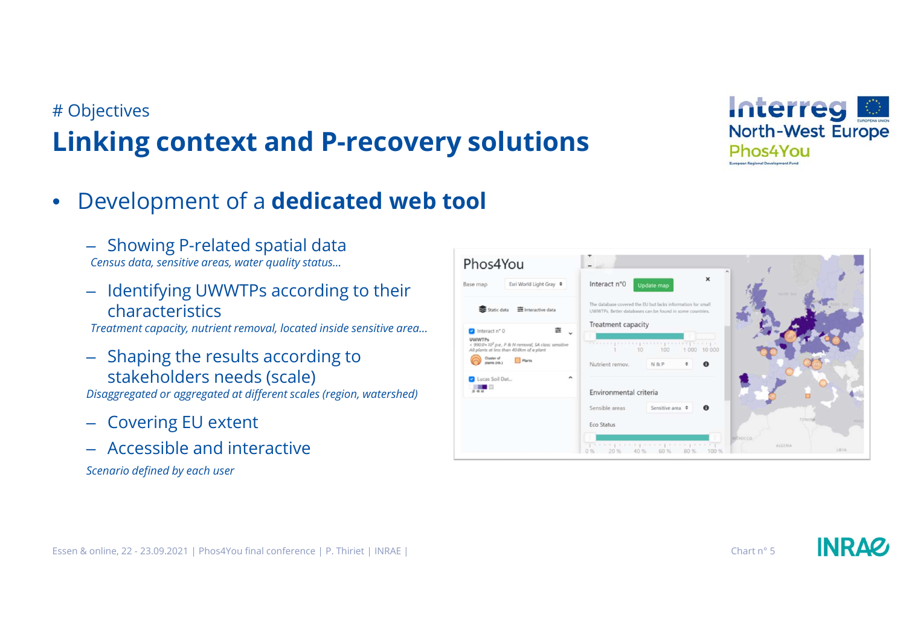# Objectives

## Linking context and P-recovery solutions

- Development of a **dedicated web tool**
  - Showing P-related spatial data
    *Census data, sensitive areas, water quality status…*
  - Identifying UWWTPs according to their characteristics
    *Treatment capacity, nutrient removal, located inside sensitive area…*
  - Shaping the results according to stakeholders needs (scale)
    *Disaggregated or aggregated at different scales (region, watershed)*
  - Covering EU extent
  - Accessible and interactive
    *Scenario defined by each user*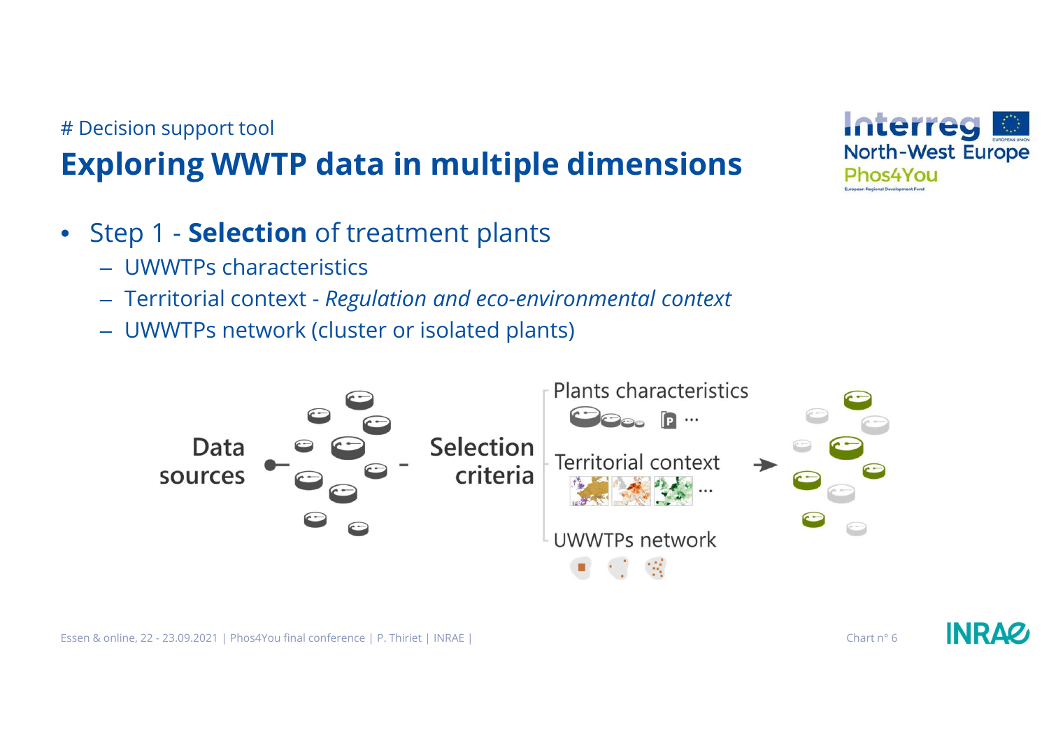# Decision support tool

## Exploring WWTP data in multiple dimensions

- Step 1 - **Selection** of treatment plants
  - UWWTPs characteristics
  - Territorial context - *Regulation and eco-environmental context*
  - UWWTPs network (cluster or isolated plants)

Data sources – Selection criteria

- Plants characteristics
- Territorial context
- UWWTPs network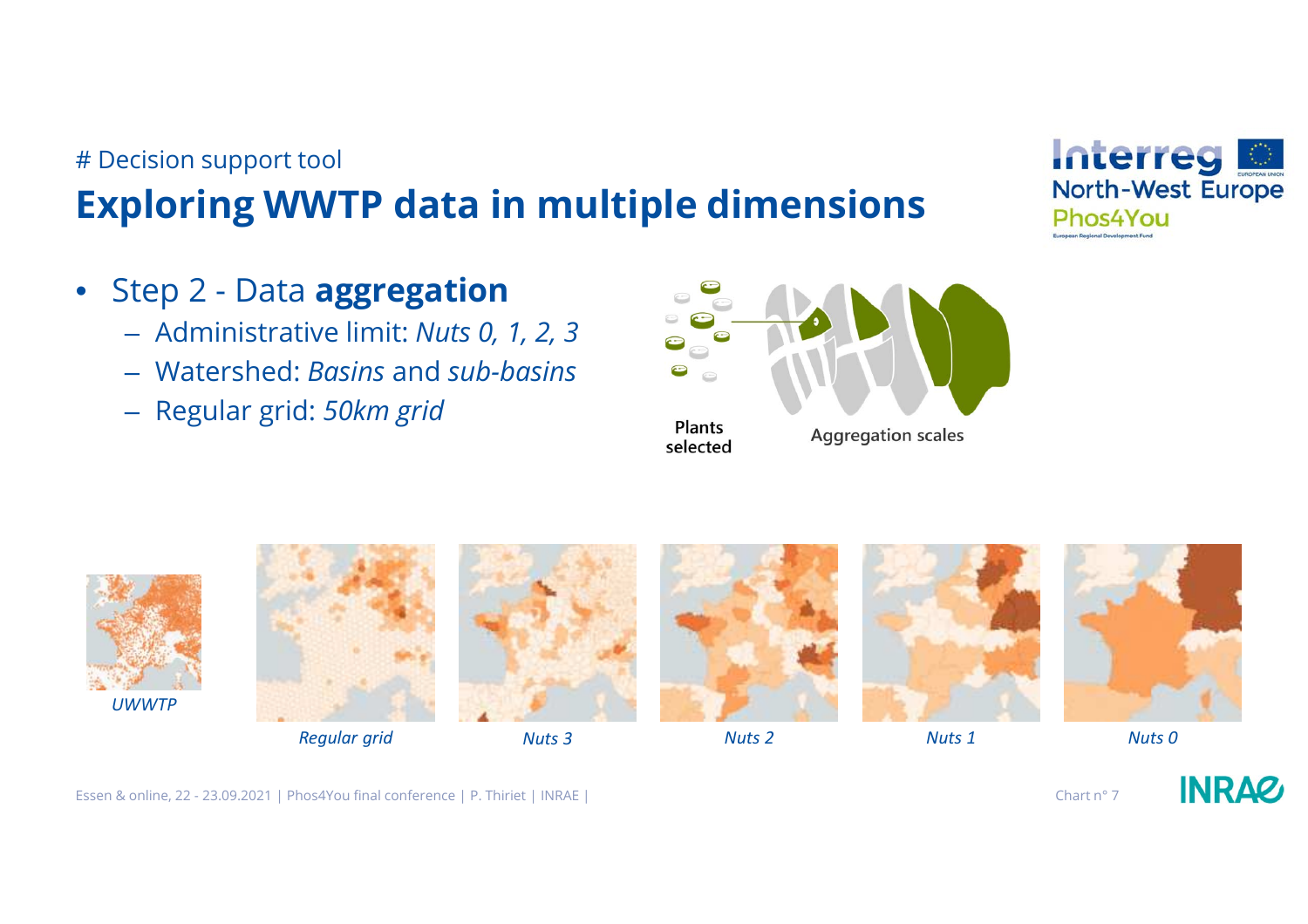# Decision support tool

## Exploring WWTP data in multiple dimensions

- Step 2 - Data **aggregation**
  - Administrative limit: *Nuts 0, 1, 2, 3*
  - Watershed: *Basins* and *sub-basins*
  - Regular grid: *50km grid*

Plants selected

Aggregation scales

*UWWTP*

*Regular grid*

*Nuts 3*

*Nuts 2*

*Nuts 1*

*Nuts 0*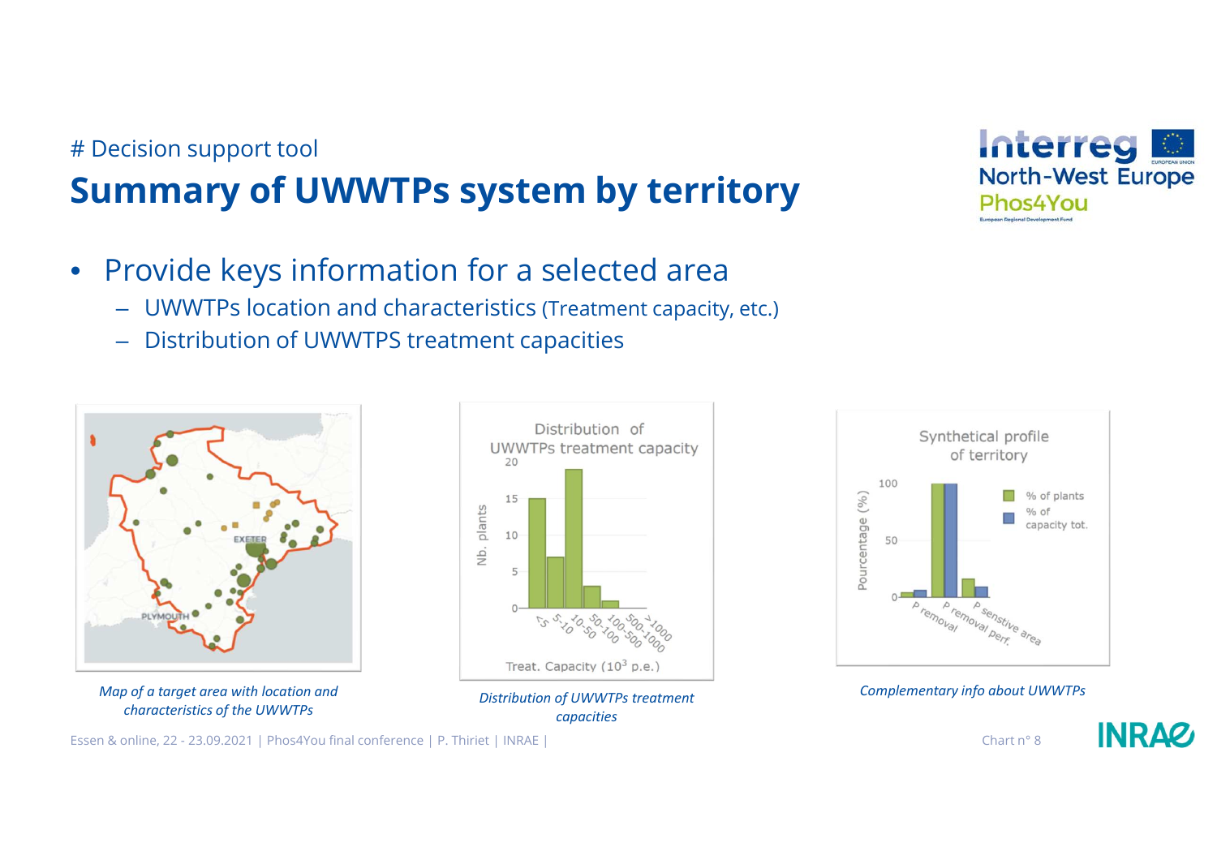# Decision support tool

## Summary of UWWTPs system by territory

- Provide keys information for a selected area
  - UWWTPs location and characteristics (Treatment capacity, etc.)
  - Distribution of UWWTPS treatment capacities

*Map of a target area with location and characteristics of the UWWTPs*

*Distribution of UWWTPs treatment capacities*

*Complementary info about UWWTPs*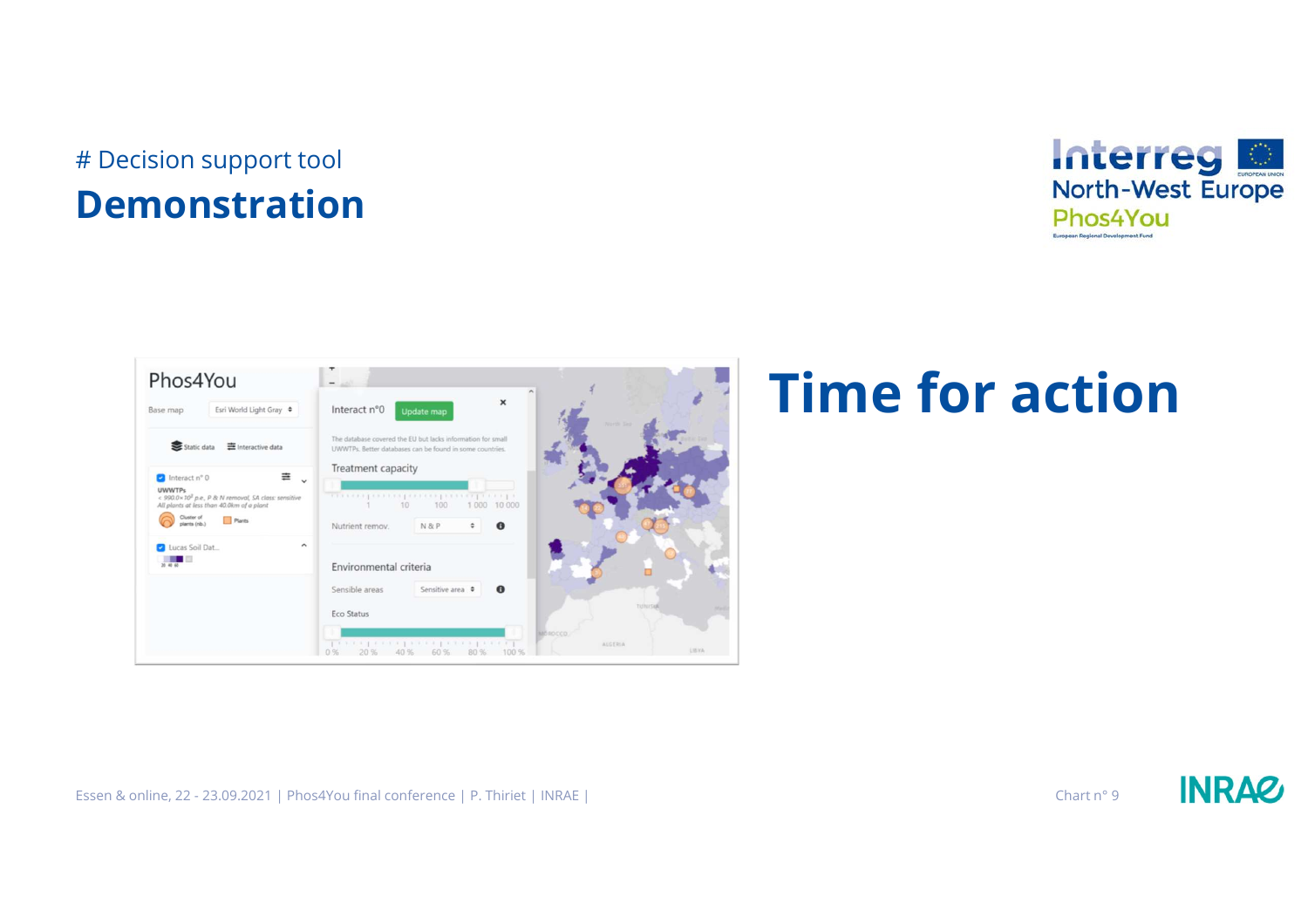# Decision support tool

## Demonstration

# Time for action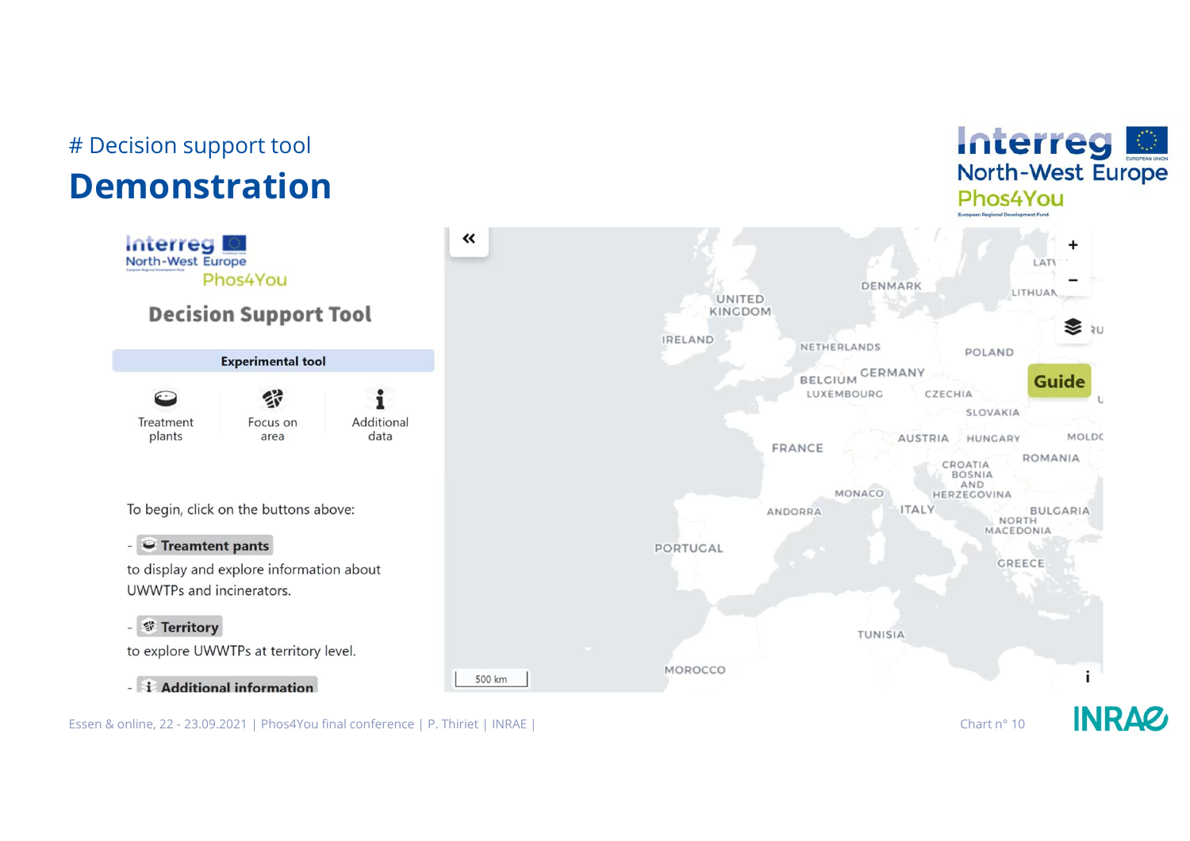# Decision support tool

## Demonstration

**Decision Support Tool**

**Experimental tool**

Treatment plants | Focus on area | Additional data

To begin, click on the buttons above:

- **Treamtent pants**

to display and explore information about UWWTPs and incinerators.

- **Territory**

to explore UWWTPs at territory level.

- **Additional information**

Guide

UNITED KINGDOM, IRELAND, DENMARK, NETHERLANDS, BELGIUM, GERMANY, LUXEMBOURG, POLAND, CZECHIA, SLOVAKIA, AUSTRIA, HUNGARY, ROMANIA, FRANCE, MONACO, CROATIA, BOSNIA AND HERZEGOVINA, ANDORRA, ITALY, BULGARIA, NORTH MACEDONIA, PORTUGAL, GREECE, TUNISIA, MOROCCO

500 km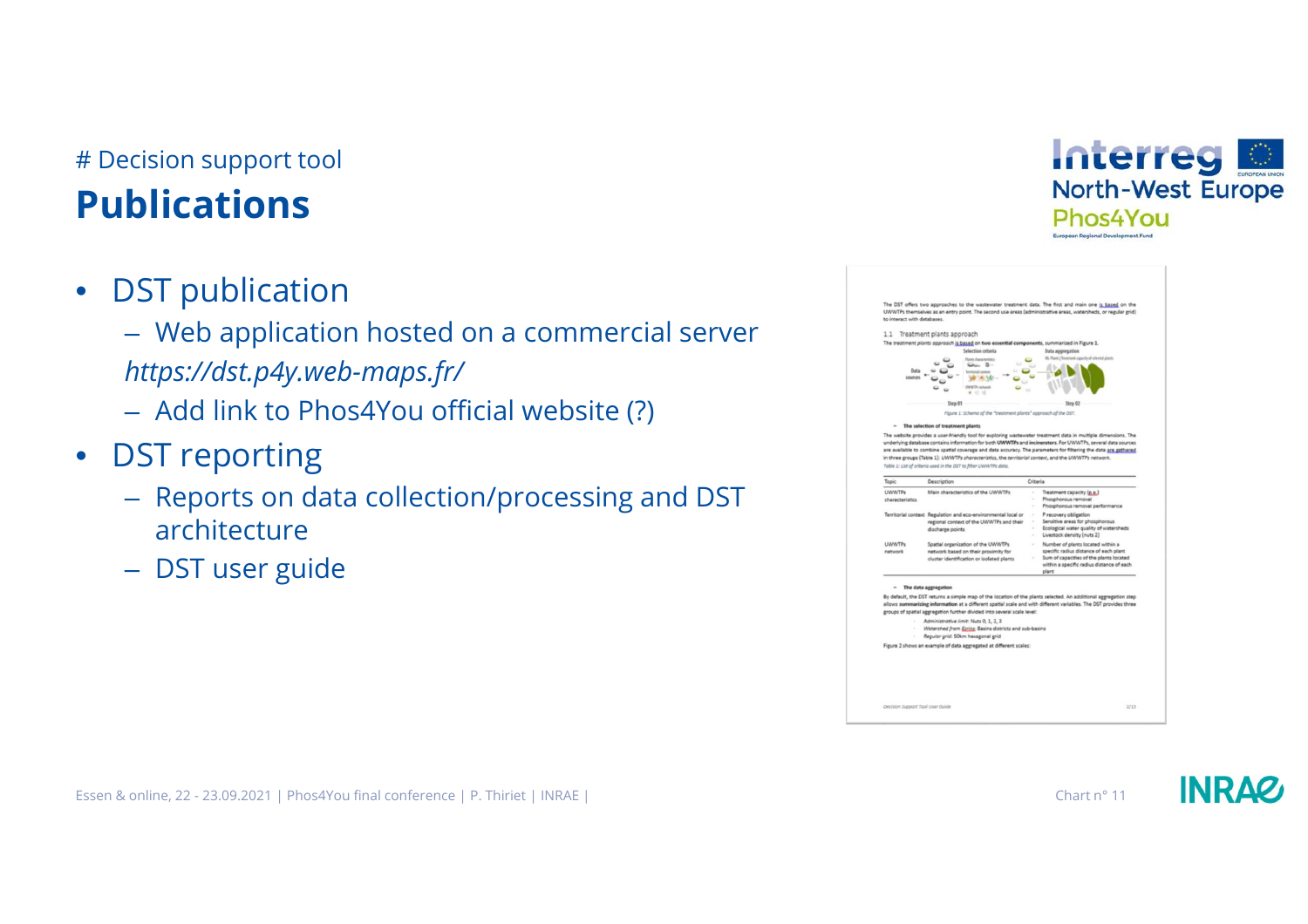# Decision support tool

## Publications

- DST publication
  - Web application hosted on a commercial server
  
    *https://dst.p4y.web-maps.fr/*
  - Add link to Phos4You official website (?)
- DST reporting
  - Reports on data collection/processing and DST architecture
  - DST user guide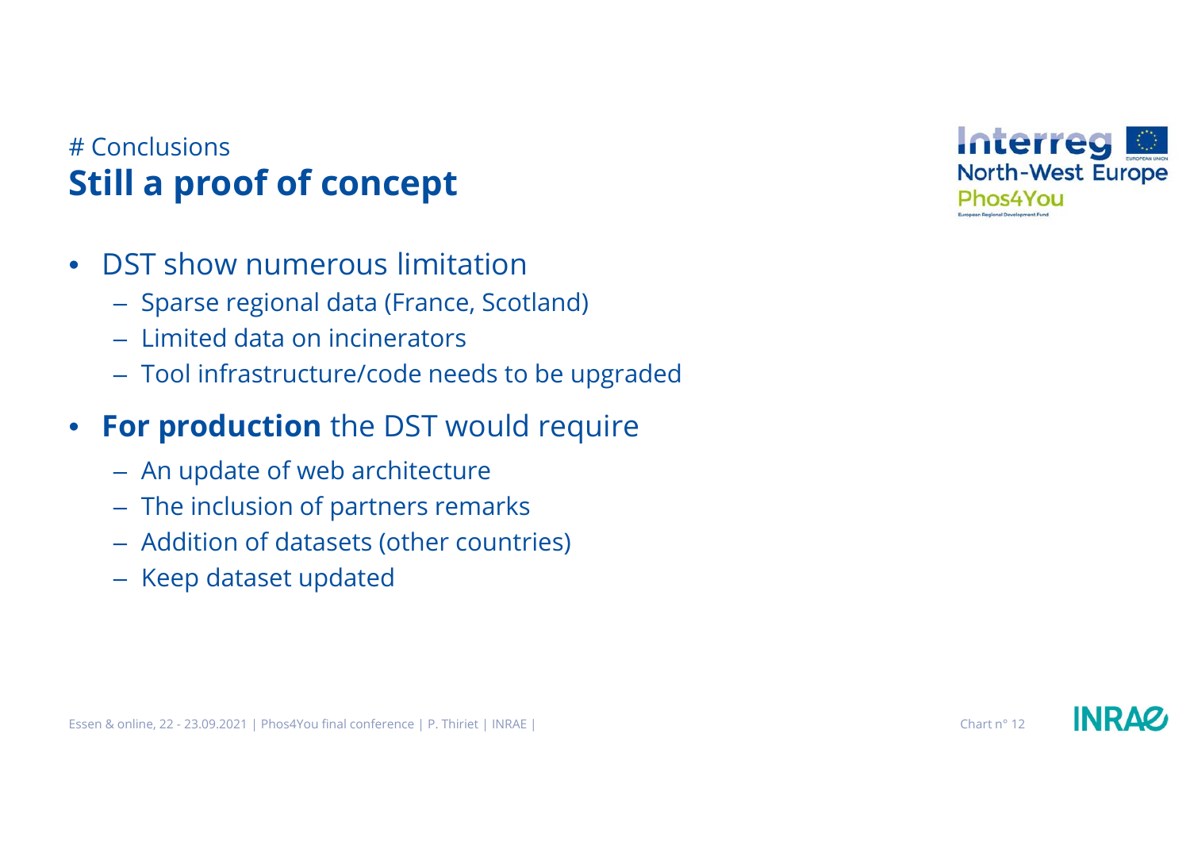# Conclusions

## Still a proof of concept

- DST show numerous limitation
  - Sparse regional data (France, Scotland)
  - Limited data on incinerators
  - Tool infrastructure/code needs to be upgraded
- **For production** the DST would require
  - An update of web architecture
  - The inclusion of partners remarks
  - Addition of datasets (other countries)
  - Keep dataset updated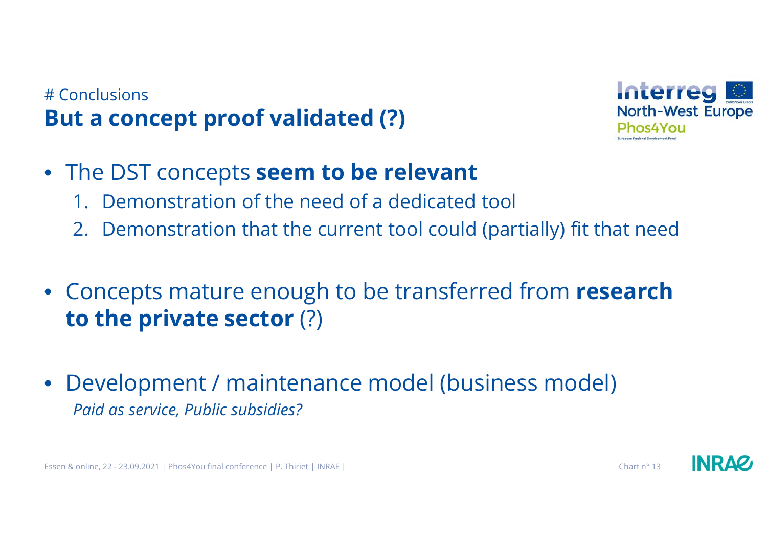# Conclusions

## But a concept proof validated (?)

- The DST concepts **seem to be relevant**
  1. Demonstration of the need of a dedicated tool
  2. Demonstration that the current tool could (partially) fit that need

- Concepts mature enough to be transferred from **research to the private sector** (?)

- Development / maintenance model (business model)

  *Paid as service, Public subsidies?*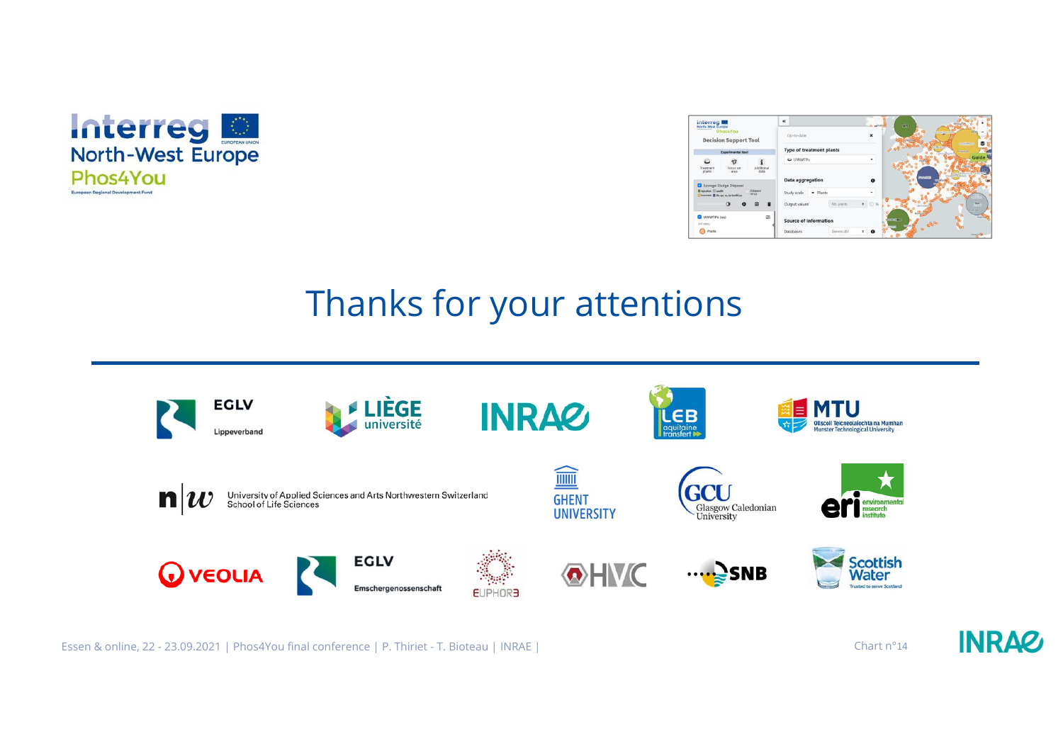# Thanks for your attentions